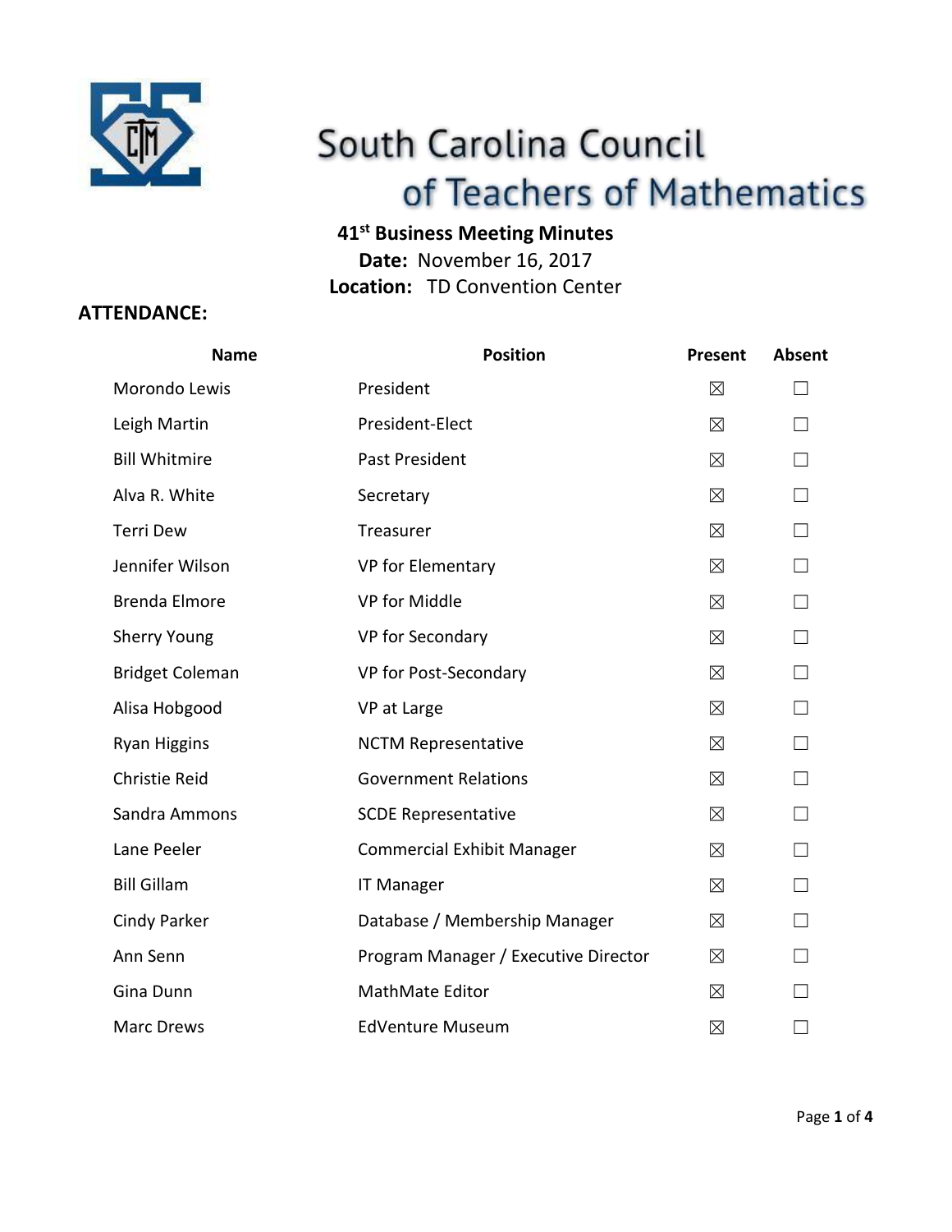# South Carolina Council of Teachers of Mathematics

**41st Business Meeting Minutes**
**Date:** November 16, 2017
**Location:** TD Convention Center

## ATTENDANCE:

| Name | Position | Present | Absent |
|---|---|---|---|
| Morondo Lewis | President | ☒ | ☐ |
| Leigh Martin | President-Elect | ☒ | ☐ |
| Bill Whitmire | Past President | ☒ | ☐ |
| Alva R. White | Secretary | ☒ | ☐ |
| Terri Dew | Treasurer | ☒ | ☐ |
| Jennifer Wilson | VP for Elementary | ☒ | ☐ |
| Brenda Elmore | VP for Middle | ☒ | ☐ |
| Sherry Young | VP for Secondary | ☒ | ☐ |
| Bridget Coleman | VP for Post-Secondary | ☒ | ☐ |
| Alisa Hobgood | VP at Large | ☒ | ☐ |
| Ryan Higgins | NCTM Representative | ☒ | ☐ |
| Christie Reid | Government Relations | ☒ | ☐ |
| Sandra Ammons | SCDE Representative | ☒ | ☐ |
| Lane Peeler | Commercial Exhibit Manager | ☒ | ☐ |
| Bill Gillam | IT Manager | ☒ | ☐ |
| Cindy Parker | Database / Membership Manager | ☒ | ☐ |
| Ann Senn | Program Manager / Executive Director | ☒ | ☐ |
| Gina Dunn | MathMate Editor | ☒ | ☐ |
| Marc Drews | EdVenture Museum | ☒ | ☐ |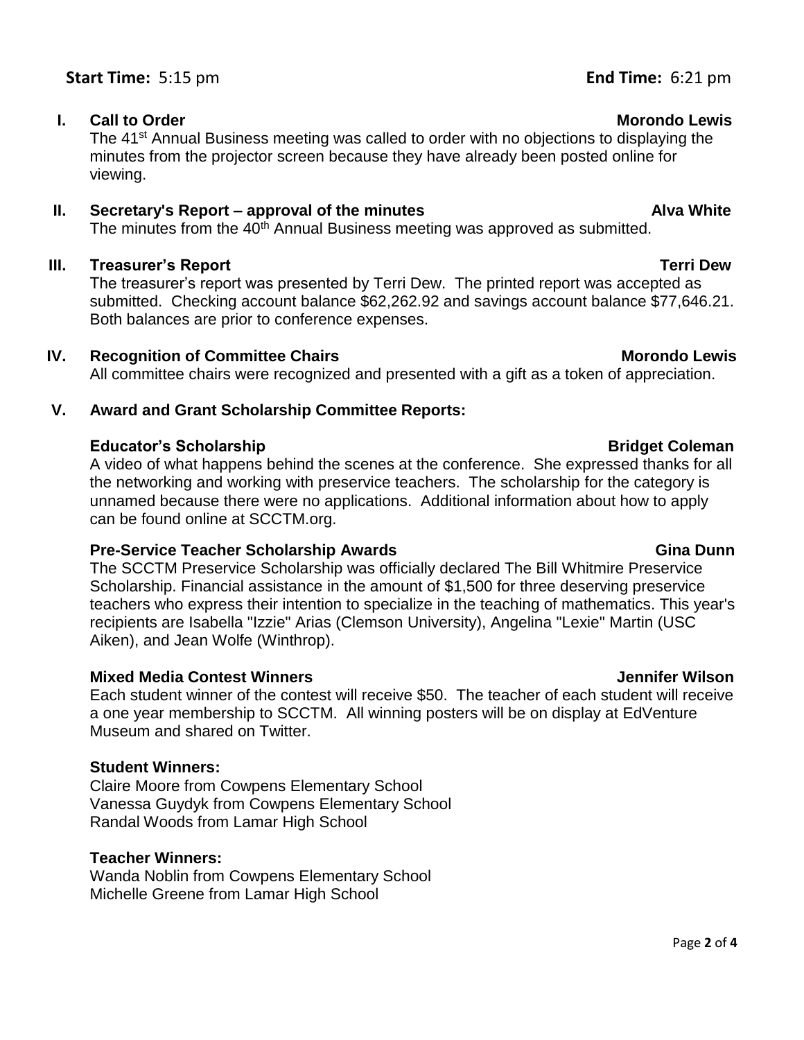**Start Time:** 5:15 pm **End Time:** 6:21 pm

## I. Call to Order — Morondo Lewis

The 41st Annual Business meeting was called to order with no objections to displaying the minutes from the projector screen because they have already been posted online for viewing.

## II. Secretary's Report – approval of the minutes — Alva White

The minutes from the 40th Annual Business meeting was approved as submitted.

## III. Treasurer's Report — Terri Dew

The treasurer's report was presented by Terri Dew. The printed report was accepted as submitted. Checking account balance $62,262.92 and savings account balance $77,646.21. Both balances are prior to conference expenses.

## IV. Recognition of Committee Chairs — Morondo Lewis

All committee chairs were recognized and presented with a gift as a token of appreciation.

## V. Award and Grant Scholarship Committee Reports:

### Educator's Scholarship — Bridget Coleman

A video of what happens behind the scenes at the conference. She expressed thanks for all the networking and working with preservice teachers. The scholarship for the category is unnamed because there were no applications. Additional information about how to apply can be found online at SCCTM.org.

### Pre-Service Teacher Scholarship Awards — Gina Dunn

The SCCTM Preservice Scholarship was officially declared The Bill Whitmire Preservice Scholarship. Financial assistance in the amount of $1,500 for three deserving preservice teachers who express their intention to specialize in the teaching of mathematics. This year's recipients are Isabella "Izzie" Arias (Clemson University), Angelina "Lexie" Martin (USC Aiken), and Jean Wolfe (Winthrop).

### Mixed Media Contest Winners — Jennifer Wilson

Each student winner of the contest will receive $50. The teacher of each student will receive a one year membership to SCCTM. All winning posters will be on display at EdVenture Museum and shared on Twitter.

**Student Winners:**

Claire Moore from Cowpens Elementary School
Vanessa Guydyk from Cowpens Elementary School
Randal Woods from Lamar High School

**Teacher Winners:**

Wanda Noblin from Cowpens Elementary School
Michelle Greene from Lamar High School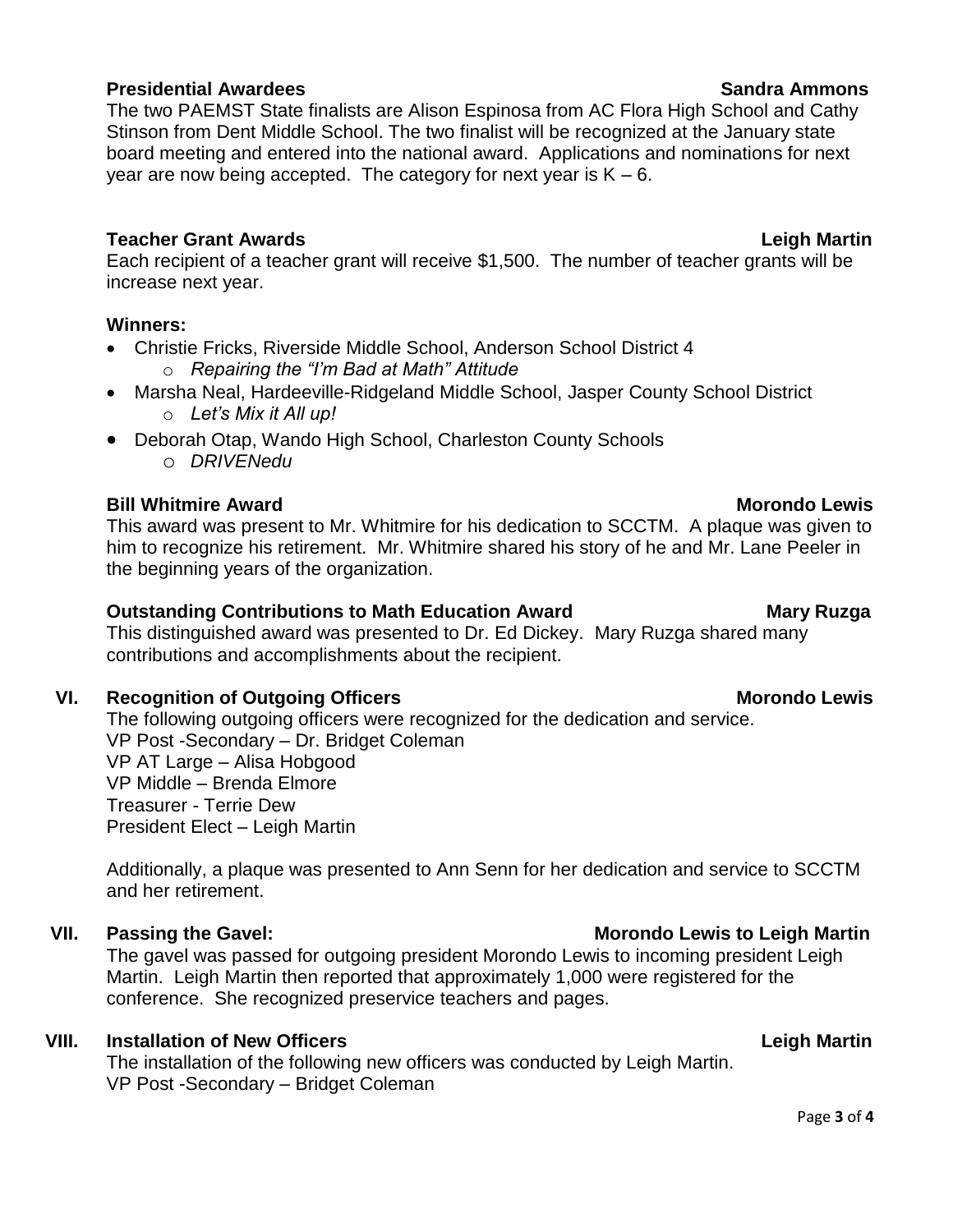**Presidential Awardees** **Sandra Ammons**

The two PAEMST State finalists are Alison Espinosa from AC Flora High School and Cathy Stinson from Dent Middle School. The two finalist will be recognized at the January state board meeting and entered into the national award. Applications and nominations for next year are now being accepted. The category for next year is K – 6.

**Teacher Grant Awards** **Leigh Martin**

Each recipient of a teacher grant will receive $1,500. The number of teacher grants will be increase next year.

**Winners:**

- Christie Fricks, Riverside Middle School, Anderson School District 4
  - *Repairing the "I'm Bad at Math" Attitude*
- Marsha Neal, Hardeeville-Ridgeland Middle School, Jasper County School District
  - *Let's Mix it All up!*
- Deborah Otap, Wando High School, Charleston County Schools
  - *DRIVENedu*

**Bill Whitmire Award** **Morondo Lewis**

This award was present to Mr. Whitmire for his dedication to SCCTM. A plaque was given to him to recognize his retirement. Mr. Whitmire shared his story of he and Mr. Lane Peeler in the beginning years of the organization.

**Outstanding Contributions to Math Education Award** **Mary Ruzga**

This distinguished award was presented to Dr. Ed Dickey. Mary Ruzga shared many contributions and accomplishments about the recipient.

## VI. Recognition of Outgoing Officers **Morondo Lewis**

The following outgoing officers were recognized for the dedication and service.
VP Post -Secondary – Dr. Bridget Coleman
VP AT Large – Alisa Hobgood
VP Middle – Brenda Elmore
Treasurer - Terrie Dew
President Elect – Leigh Martin

Additionally, a plaque was presented to Ann Senn for her dedication and service to SCCTM and her retirement.

## VII. Passing the Gavel: **Morondo Lewis to Leigh Martin**

The gavel was passed for outgoing president Morondo Lewis to incoming president Leigh Martin. Leigh Martin then reported that approximately 1,000 were registered for the conference. She recognized preservice teachers and pages.

## VIII. Installation of New Officers **Leigh Martin**

The installation of the following new officers was conducted by Leigh Martin.
VP Post -Secondary – Bridget Coleman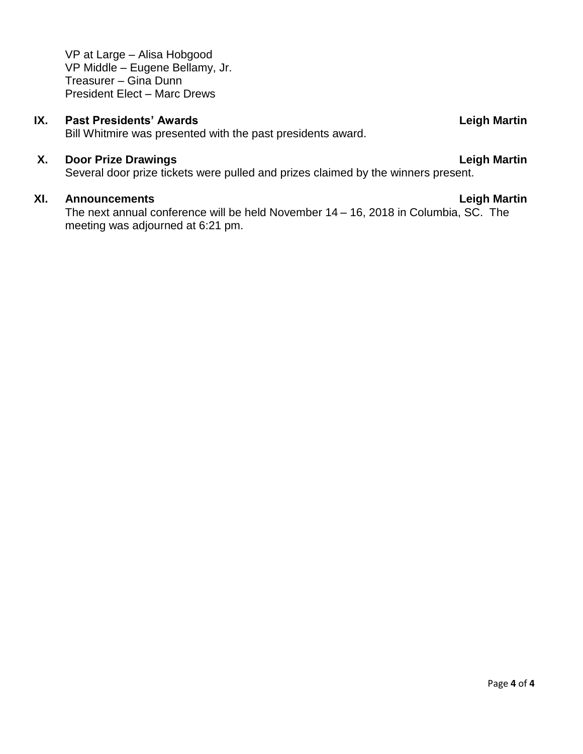VP at Large – Alisa Hobgood
VP Middle – Eugene Bellamy, Jr.
Treasurer – Gina Dunn
President Elect – Marc Drews

**IX. Past Presidents' Awards** **Leigh Martin**

Bill Whitmire was presented with the past presidents award.

**X. Door Prize Drawings** **Leigh Martin**

Several door prize tickets were pulled and prizes claimed by the winners present.

**XI. Announcements** **Leigh Martin**

The next annual conference will be held November 14 – 16, 2018 in Columbia, SC. The meeting was adjourned at 6:21 pm.